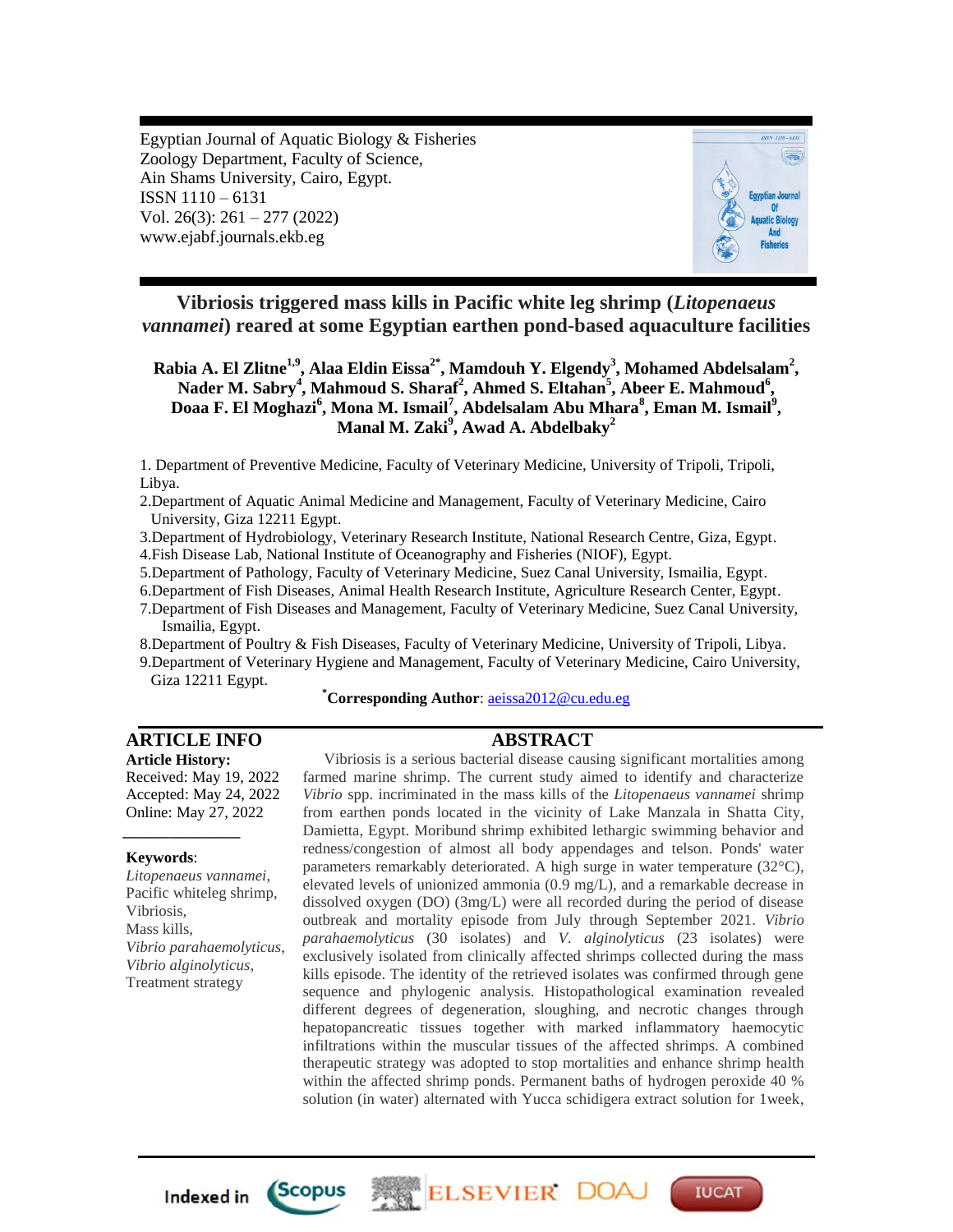Egyptian Journal of Aquatic Biology & Fisheries
Zoology Department, Faculty of Science,
Ain Shams University, Cairo, Egypt.
ISSN 1110 – 6131
Vol. 26(3): 261 – 277 (2022)
www.ejabf.journals.ekb.eg

# Vibriosis triggered mass kills in Pacific white leg shrimp (*Litopenaeus vannamei*) reared at some Egyptian earthen pond-based aquaculture facilities

**Rabia A. El Zlitne[1,9], Alaa Eldin Eissa[2*], Mamdouh Y. Elgendy[3], Mohamed Abdelsalam[2], Nader M. Sabry[4], Mahmoud S. Sharaf[2], Ahmed S. Eltahan[5], Abeer E. Mahmoud[6], Doaa F. El Moghazi[6], Mona M. Ismail[7], Abdelsalam Abu Mhara[8], Eman M. Ismail[9], Manal M. Zaki[9], Awad A. Abdelbaky[2]**

1. Department of Preventive Medicine, Faculty of Veterinary Medicine, University of Tripoli, Tripoli, Libya.
2. Department of Aquatic Animal Medicine and Management, Faculty of Veterinary Medicine, Cairo University, Giza 12211 Egypt.
3. Department of Hydrobiology, Veterinary Research Institute, National Research Centre, Giza, Egypt.
4. Fish Disease Lab, National Institute of Oceanography and Fisheries (NIOF), Egypt.
5. Department of Pathology, Faculty of Veterinary Medicine, Suez Canal University, Ismailia, Egypt.
6. Department of Fish Diseases, Animal Health Research Institute, Agriculture Research Center, Egypt.
7. Department of Fish Diseases and Management, Faculty of Veterinary Medicine, Suez Canal University, Ismailia, Egypt.
8. Department of Poultry & Fish Diseases, Faculty of Veterinary Medicine, University of Tripoli, Libya.
9. Department of Veterinary Hygiene and Management, Faculty of Veterinary Medicine, Cairo University, Giza 12211 Egypt.

**[*]Corresponding Author**: aeissa2012@cu.edu.eg

## ARTICLE INFO

**Article History:**
Received: May 19, 2022
Accepted: May 24, 2022
Online: May 27, 2022

**Keywords**:
*Litopenaeus vannamei*,
Pacific whiteleg shrimp,
Vibriosis,
Mass kills,
*Vibrio parahaemolyticus*,
*Vibrio alginolyticus*,
Treatment strategy

## ABSTRACT

Vibriosis is a serious bacterial disease causing significant mortalities among farmed marine shrimp. The current study aimed to identify and characterize *Vibrio* spp. incriminated in the mass kills of the *Litopenaeus vannamei* shrimp from earthen ponds located in the vicinity of Lake Manzala in Shatta City, Damietta, Egypt. Moribund shrimp exhibited lethargic swimming behavior and redness/congestion of almost all body appendages and telson. Ponds' water parameters remarkably deteriorated. A high surge in water temperature (32°C), elevated levels of unionized ammonia (0.9 mg/L), and a remarkable decrease in dissolved oxygen (DO) (3mg/L) were all recorded during the period of disease outbreak and mortality episode from July through September 2021. *Vibrio parahaemolyticus* (30 isolates) and *V. alginolyticus* (23 isolates) were exclusively isolated from clinically affected shrimps collected during the mass kills episode. The identity of the retrieved isolates was confirmed through gene sequence and phylogenic analysis. Histopathological examination revealed different degrees of degeneration, sloughing, and necrotic changes through hepatopancreatic tissues together with marked inflammatory haemocytic infiltrations within the muscular tissues of the affected shrimps. A combined therapeutic strategy was adopted to stop mortalities and enhance shrimp health within the affected shrimp ponds. Permanent baths of hydrogen peroxide 40 % solution (in water) alternated with Yucca schidigera extract solution for 1week,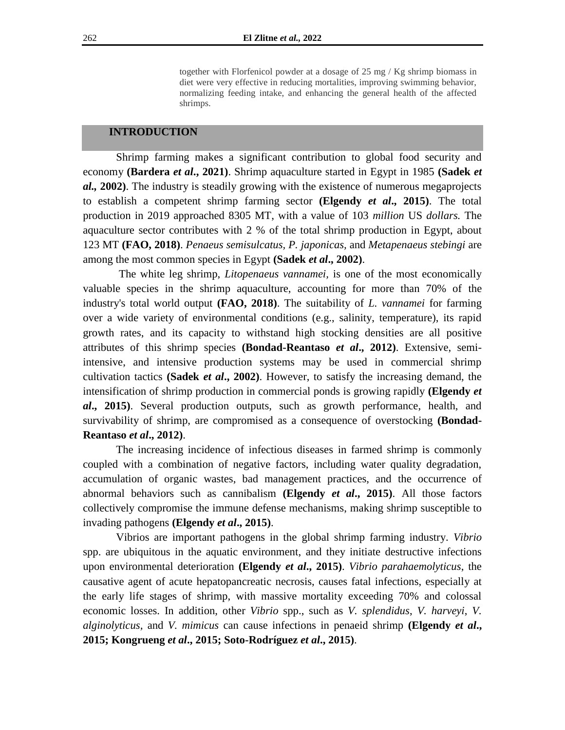together with Florfenicol powder at a dosage of 25 mg / Kg shrimp biomass in diet were very effective in reducing mortalities, improving swimming behavior, normalizing feeding intake, and enhancing the general health of the affected shrimps.

## INTRODUCTION

Shrimp farming makes a significant contribution to global food security and economy **(Bardera *et al*., 2021)**. Shrimp aquaculture started in Egypt in 1985 **(Sadek *et al*., 2002)**. The industry is steadily growing with the existence of numerous megaprojects to establish a competent shrimp farming sector **(Elgendy *et al*., 2015)**. The total production in 2019 approached 8305 MT, with a value of 103 *million* US *dollars.* The aquaculture sector contributes with 2 % of the total shrimp production in Egypt, about 123 MT **(FAO, 2018)**. *Penaeus semisulcatus, P. japonicas,* and *Metapenaeus stebingi* are among the most common species in Egypt **(Sadek *et al*., 2002)**.

The white leg shrimp, *Litopenaeus vannamei,* is one of the most economically valuable species in the shrimp aquaculture, accounting for more than 70% of the industry's total world output **(FAO, 2018)**. The suitability of *L. vannamei* for farming over a wide variety of environmental conditions (e.g., salinity, temperature), its rapid growth rates, and its capacity to withstand high stocking densities are all positive attributes of this shrimp species **(Bondad-Reantaso *et al*., 2012)**. Extensive, semi-intensive, and intensive production systems may be used in commercial shrimp cultivation tactics **(Sadek *et al*., 2002)**. However, to satisfy the increasing demand, the intensification of shrimp production in commercial ponds is growing rapidly **(Elgendy *et al*., 2015)**. Several production outputs, such as growth performance, health, and survivability of shrimp, are compromised as a consequence of overstocking **(Bondad-Reantaso *et al*., 2012)**.

The increasing incidence of infectious diseases in farmed shrimp is commonly coupled with a combination of negative factors, including water quality degradation, accumulation of organic wastes, bad management practices, and the occurrence of abnormal behaviors such as cannibalism **(Elgendy *et al*., 2015)**. All those factors collectively compromise the immune defense mechanisms, making shrimp susceptible to invading pathogens **(Elgendy *et al*., 2015)**.

Vibrios are important pathogens in the global shrimp farming industry. *Vibrio* spp. are ubiquitous in the aquatic environment, and they initiate destructive infections upon environmental deterioration **(Elgendy *et al*., 2015)**. *Vibrio parahaemolyticus*, the causative agent of acute hepatopancreatic necrosis, causes fatal infections, especially at the early life stages of shrimp, with massive mortality exceeding 70% and colossal economic losses. In addition, other *Vibrio* spp., such as *V. splendidus*, *V. harveyi*, *V. alginolyticus,* and *V. mimicus* can cause infections in penaeid shrimp **(Elgendy *et al*., 2015; Kongrueng *et al*., 2015; Soto-Rodríguez *et al*., 2015)**.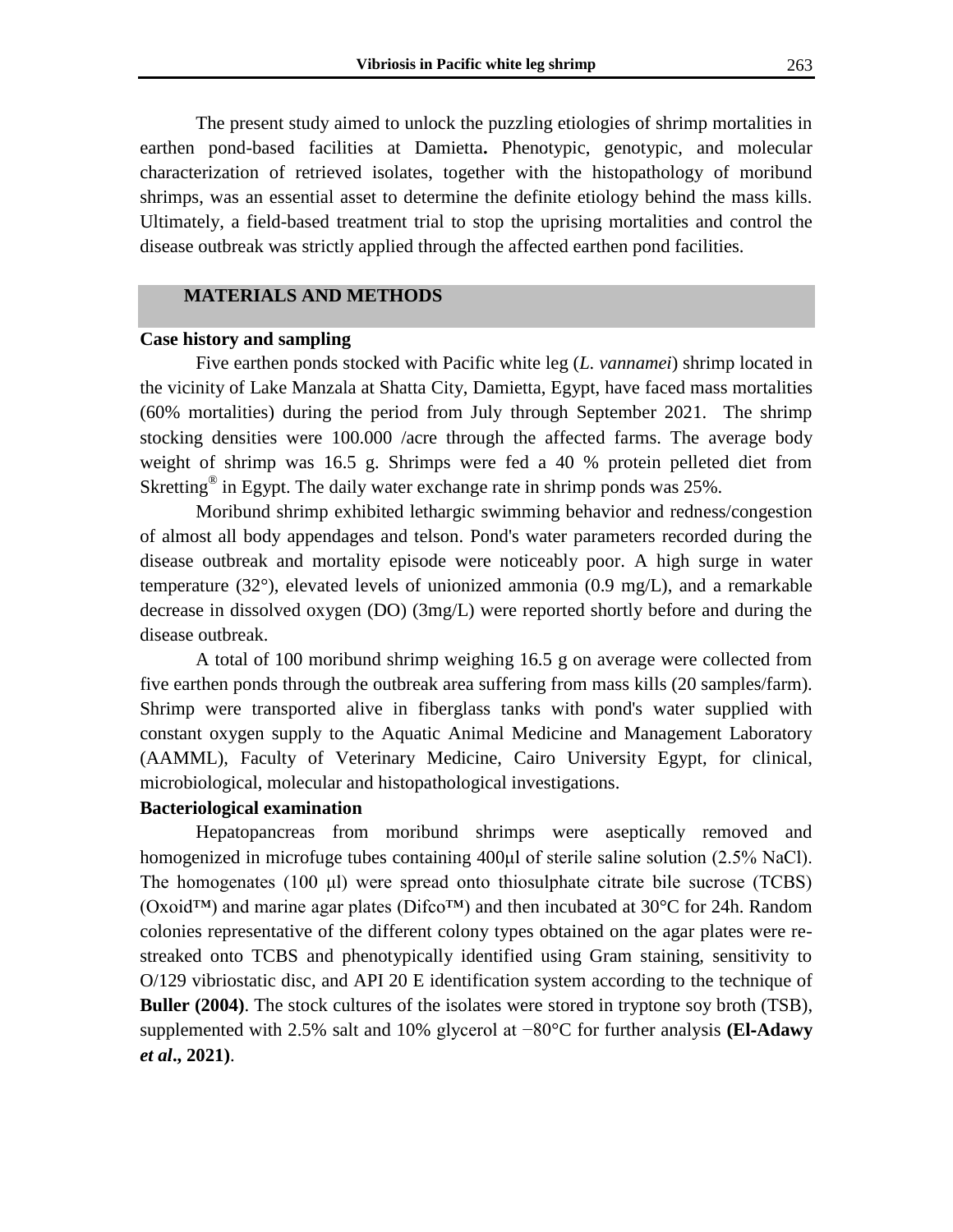The present study aimed to unlock the puzzling etiologies of shrimp mortalities in earthen pond-based facilities at Damietta**.** Phenotypic, genotypic, and molecular characterization of retrieved isolates, together with the histopathology of moribund shrimps, was an essential asset to determine the definite etiology behind the mass kills. Ultimately, a field-based treatment trial to stop the uprising mortalities and control the disease outbreak was strictly applied through the affected earthen pond facilities.

## MATERIALS AND METHODS

### Case history and sampling

Five earthen ponds stocked with Pacific white leg (*L. vannamei*) shrimp located in the vicinity of Lake Manzala at Shatta City, Damietta, Egypt, have faced mass mortalities (60% mortalities) during the period from July through September 2021. The shrimp stocking densities were 100.000 /acre through the affected farms. The average body weight of shrimp was 16.5 g. Shrimps were fed a 40 % protein pelleted diet from Skretting® in Egypt. The daily water exchange rate in shrimp ponds was 25%.

Moribund shrimp exhibited lethargic swimming behavior and redness/congestion of almost all body appendages and telson. Pond's water parameters recorded during the disease outbreak and mortality episode were noticeably poor. A high surge in water temperature (32°), elevated levels of unionized ammonia (0.9 mg/L), and a remarkable decrease in dissolved oxygen (DO) (3mg/L) were reported shortly before and during the disease outbreak.

A total of 100 moribund shrimp weighing 16.5 g on average were collected from five earthen ponds through the outbreak area suffering from mass kills (20 samples/farm). Shrimp were transported alive in fiberglass tanks with pond's water supplied with constant oxygen supply to the Aquatic Animal Medicine and Management Laboratory (AAMML), Faculty of Veterinary Medicine, Cairo University Egypt, for clinical, microbiological, molecular and histopathological investigations.

### Bacteriological examination

Hepatopancreas from moribund shrimps were aseptically removed and homogenized in microfuge tubes containing 400μl of sterile saline solution (2.5% NaCl). The homogenates (100 μl) were spread onto thiosulphate citrate bile sucrose (TCBS) (Oxoid™) and marine agar plates (Difco™) and then incubated at 30°C for 24h. Random colonies representative of the different colony types obtained on the agar plates were re-streaked onto TCBS and phenotypically identified using Gram staining, sensitivity to O/129 vibriostatic disc, and API 20 E identification system according to the technique of **Buller (2004)**. The stock cultures of the isolates were stored in tryptone soy broth (TSB), supplemented with 2.5% salt and 10% glycerol at −80°C for further analysis **(El-Adawy *et al*., 2021)**.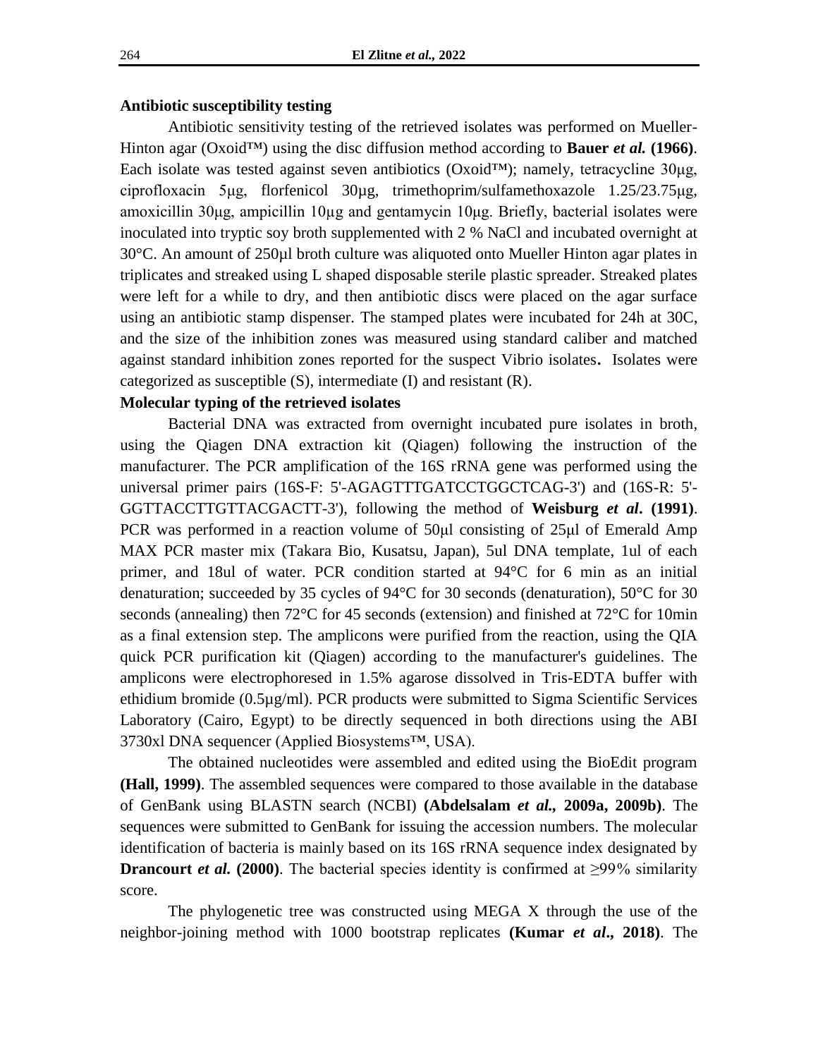**Antibiotic susceptibility testing**

Antibiotic sensitivity testing of the retrieved isolates was performed on Mueller-Hinton agar (Oxoid™) using the disc diffusion method according to **Bauer *et al.* (1966)**. Each isolate was tested against seven antibiotics (Oxoid™); namely, tetracycline 30μg, ciprofloxacin 5μg, florfenicol 30μg, trimethoprim/sulfamethoxazole 1.25/23.75μg, amoxicillin 30μg, ampicillin 10μg and gentamycin 10μg. Briefly, bacterial isolates were inoculated into tryptic soy broth supplemented with 2 % NaCl and incubated overnight at 30°C. An amount of 250μl broth culture was aliquoted onto Mueller Hinton agar plates in triplicates and streaked using L shaped disposable sterile plastic spreader. Streaked plates were left for a while to dry, and then antibiotic discs were placed on the agar surface using an antibiotic stamp dispenser. The stamped plates were incubated for 24h at 30C, and the size of the inhibition zones was measured using standard caliber and matched against standard inhibition zones reported for the suspect Vibrio isolates**.** Isolates were categorized as susceptible (S), intermediate (I) and resistant (R).

**Molecular typing of the retrieved isolates**

Bacterial DNA was extracted from overnight incubated pure isolates in broth, using the Qiagen DNA extraction kit (Qiagen) following the instruction of the manufacturer. The PCR amplification of the 16S rRNA gene was performed using the universal primer pairs (16S-F: 5'-AGAGTTTGATCCTGGCTCAG-3') and (16S-R: 5'-GGTTACCTTGTTACGACTT-3'), following the method of **Weisburg *et al*. (1991)**. PCR was performed in a reaction volume of 50μl consisting of 25μl of Emerald Amp MAX PCR master mix (Takara Bio, Kusatsu, Japan), 5ul DNA template, 1ul of each primer, and 18ul of water. PCR condition started at 94°C for 6 min as an initial denaturation; succeeded by 35 cycles of 94°C for 30 seconds (denaturation), 50°C for 30 seconds (annealing) then 72°C for 45 seconds (extension) and finished at 72°C for 10min as a final extension step. The amplicons were purified from the reaction, using the QIA quick PCR purification kit (Qiagen) according to the manufacturer's guidelines. The amplicons were electrophoresed in 1.5% agarose dissolved in Tris-EDTA buffer with ethidium bromide (0.5μg/ml). PCR products were submitted to Sigma Scientific Services Laboratory (Cairo, Egypt) to be directly sequenced in both directions using the ABI 3730xl DNA sequencer (Applied Biosystems™, USA).

The obtained nucleotides were assembled and edited using the BioEdit program **(Hall, 1999)**. The assembled sequences were compared to those available in the database of GenBank using BLASTN search (NCBI) **(Abdelsalam *et al.*, 2009a, 2009b)**. The sequences were submitted to GenBank for issuing the accession numbers. The molecular identification of bacteria is mainly based on its 16S rRNA sequence index designated by **Drancourt *et al.* (2000)**. The bacterial species identity is confirmed at ≥99% similarity score.

The phylogenetic tree was constructed using MEGA X through the use of the neighbor-joining method with 1000 bootstrap replicates **(Kumar *et al*., 2018)**. The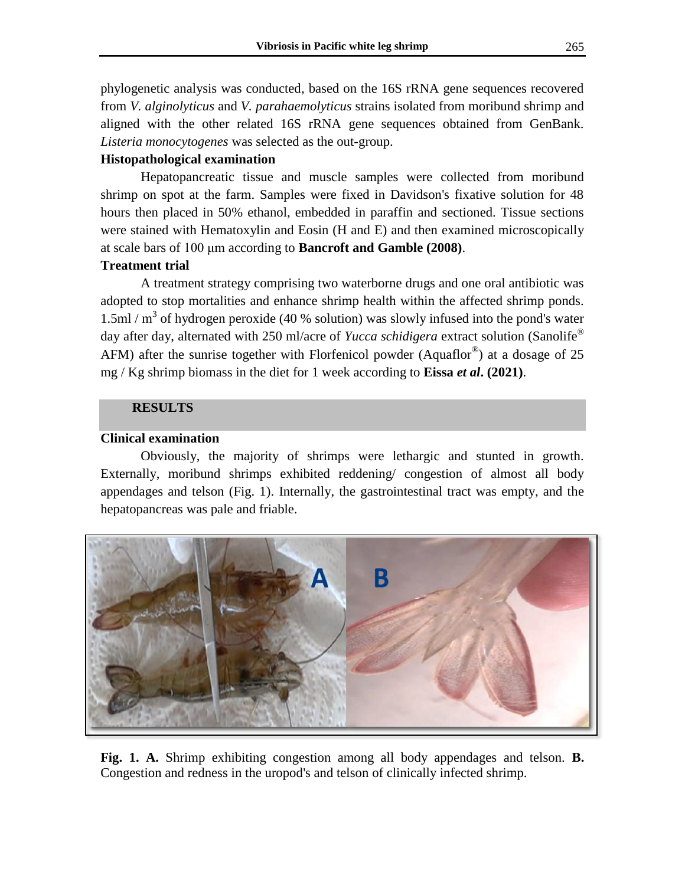phylogenetic analysis was conducted, based on the 16S rRNA gene sequences recovered from *V. alginolyticus* and *V. parahaemolyticus* strains isolated from moribund shrimp and aligned with the other related 16S rRNA gene sequences obtained from GenBank. *Listeria monocytogenes* was selected as the out-group.

### Histopathological examination

Hepatopancreatic tissue and muscle samples were collected from moribund shrimp on spot at the farm. Samples were fixed in Davidson's fixative solution for 48 hours then placed in 50% ethanol, embedded in paraffin and sectioned. Tissue sections were stained with Hematoxylin and Eosin (H and E) and then examined microscopically at scale bars of 100 μm according to **Bancroft and Gamble (2008)**.

### Treatment trial

A treatment strategy comprising two waterborne drugs and one oral antibiotic was adopted to stop mortalities and enhance shrimp health within the affected shrimp ponds. 1.5ml / $m^3$ of hydrogen peroxide (40 % solution) was slowly infused into the pond's water day after day, alternated with 250 ml/acre of *Yucca schidigera* extract solution (Sanolife® AFM) after the sunrise together with Florfenicol powder (Aquaflor®) at a dosage of 25 mg / Kg shrimp biomass in the diet for 1 week according to **Eissa *et al*. (2021)**.

## RESULTS

### Clinical examination

Obviously, the majority of shrimps were lethargic and stunted in growth. Externally, moribund shrimps exhibited reddening/ congestion of almost all body appendages and telson (Fig. 1). Internally, the gastrointestinal tract was empty, and the hepatopancreas was pale and friable.

**Fig. 1. A.** Shrimp exhibiting congestion among all body appendages and telson. **B.** Congestion and redness in the uropod's and telson of clinically infected shrimp.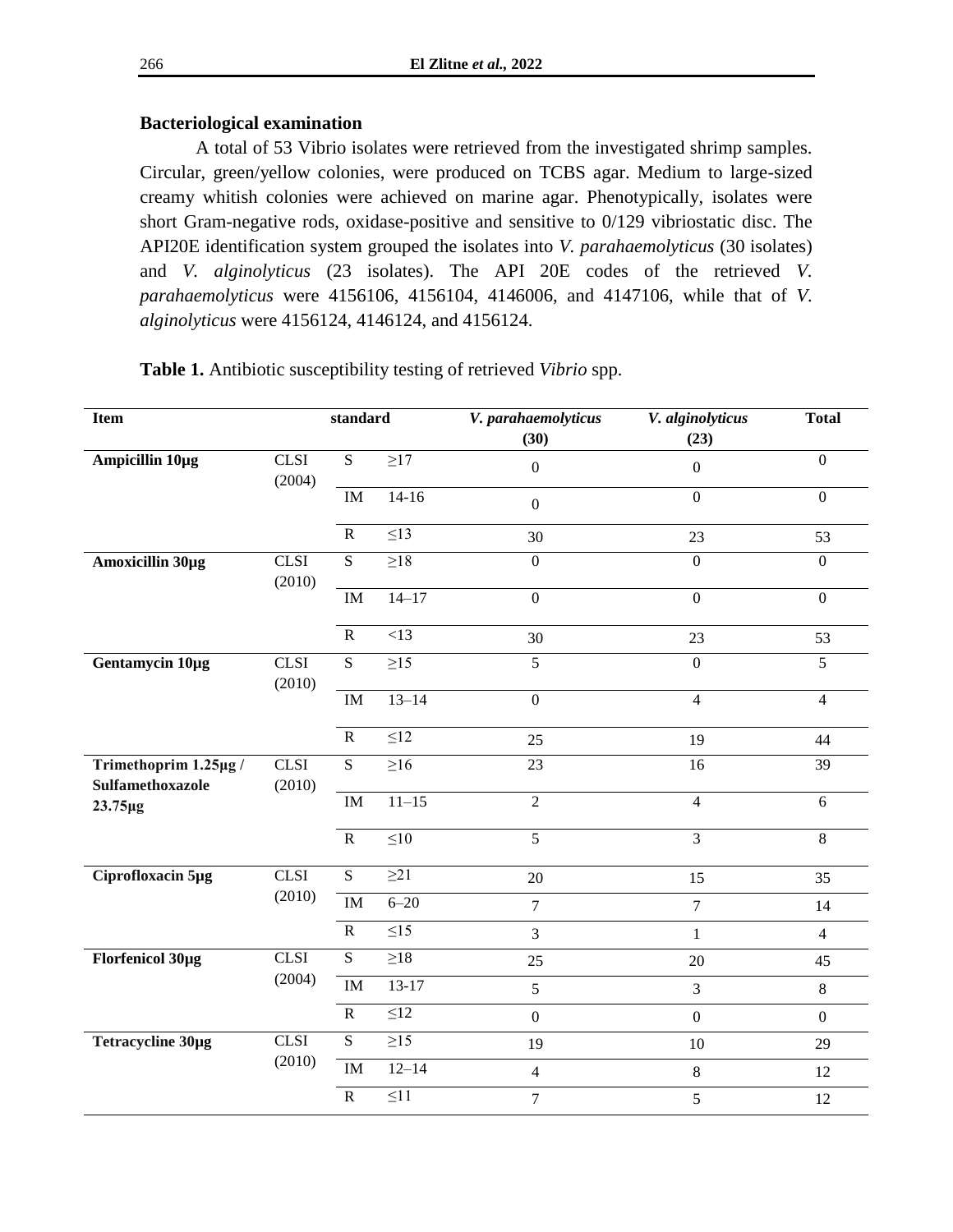### Bacteriological examination

A total of 53 Vibrio isolates were retrieved from the investigated shrimp samples. Circular, green/yellow colonies, were produced on TCBS agar. Medium to large-sized creamy whitish colonies were achieved on marine agar. Phenotypically, isolates were short Gram-negative rods, oxidase-positive and sensitive to 0/129 vibriostatic disc. The API20E identification system grouped the isolates into *V. parahaemolyticus* (30 isolates) and *V. alginolyticus* (23 isolates). The API 20E codes of the retrieved *V. parahaemolyticus* were 4156106, 4156104, 4146006, and 4147106, while that of *V. alginolyticus* were 4156124, 4146124, and 4156124.

**Table 1.** Antibiotic susceptibility testing of retrieved *Vibrio* spp.

| Item | standard | | | *V. parahaemolyticus* (30) | *V. alginolyticus* (23) | Total |
|---|---|---|---|---|---|---|
| **Ampicillin 10µg** | CLSI (2004) | S | ≥17 | 0 | 0 | 0 |
| | | IM | 14-16 | 0 | 0 | 0 |
| | | R | ≤13 | 30 | 23 | 53 |
| **Amoxicillin 30µg** | CLSI (2010) | S | ≥18 | 0 | 0 | 0 |
| | | IM | 14–17 | 0 | 0 | 0 |
| | | R | <13 | 30 | 23 | 53 |
| **Gentamycin 10µg** | CLSI (2010) | S | ≥15 | 5 | 0 | 5 |
| | | IM | 13–14 | 0 | 4 | 4 |
| | | R | ≤12 | 25 | 19 | 44 |
| **Trimethoprim 1.25µg / Sulfamethoxazole 23.75µg** | CLSI (2010) | S | ≥16 | 23 | 16 | 39 |
| | | IM | 11–15 | 2 | 4 | 6 |
| | | R | ≤10 | 5 | 3 | 8 |
| **Ciprofloxacin 5µg** | CLSI (2010) | S | ≥21 | 20 | 15 | 35 |
| | | IM | 6–20 | 7 | 7 | 14 |
| | | R | ≤15 | 3 | 1 | 4 |
| **Florfenicol 30µg** | CLSI (2004) | S | ≥18 | 25 | 20 | 45 |
| | | IM | 13-17 | 5 | 3 | 8 |
| | | R | ≤12 | 0 | 0 | 0 |
| **Tetracycline 30µg** | CLSI (2010) | S | ≥15 | 19 | 10 | 29 |
| | | IM | 12–14 | 4 | 8 | 12 |
| | | R | ≤11 | 7 | 5 | 12 |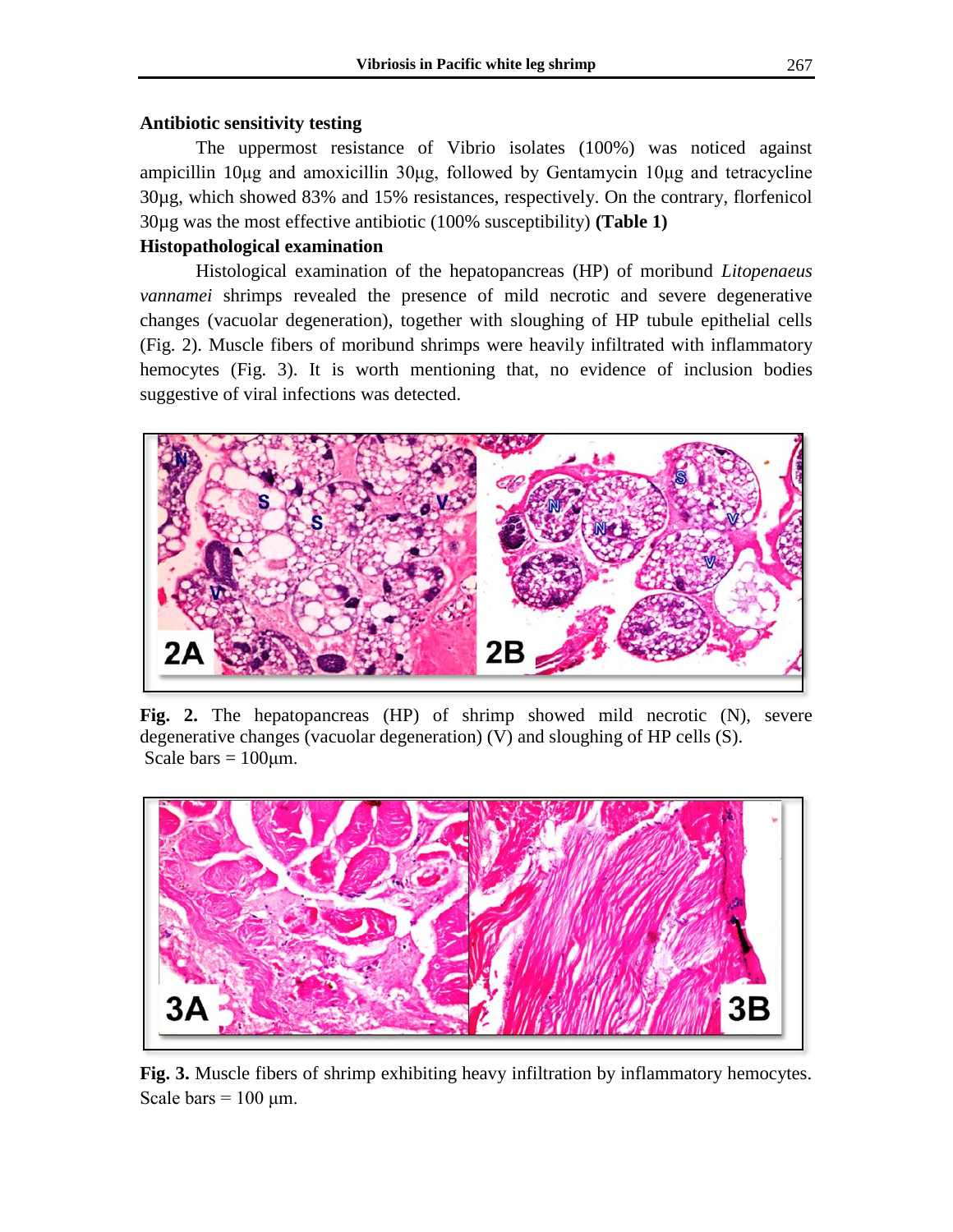**Antibiotic sensitivity testing**

The uppermost resistance of Vibrio isolates (100%) was noticed against ampicillin 10µg and amoxicillin 30µg, followed by Gentamycin 10µg and tetracycline 30µg, which showed 83% and 15% resistances, respectively. On the contrary, florfenicol 30µg was the most effective antibiotic (100% susceptibility) **(Table 1)**

**Histopathological examination**

Histological examination of the hepatopancreas (HP) of moribund *Litopenaeus vannamei* shrimps revealed the presence of mild necrotic and severe degenerative changes (vacuolar degeneration), together with sloughing of HP tubule epithelial cells (Fig. 2). Muscle fibers of moribund shrimps were heavily infiltrated with inflammatory hemocytes (Fig. 3). It is worth mentioning that, no evidence of inclusion bodies suggestive of viral infections was detected.

**Fig. 2.** The hepatopancreas (HP) of shrimp showed mild necrotic (N), severe degenerative changes (vacuolar degeneration) (V) and sloughing of HP cells (S). Scale bars = 100µm.

**Fig. 3.** Muscle fibers of shrimp exhibiting heavy infiltration by inflammatory hemocytes. Scale bars = 100 µm.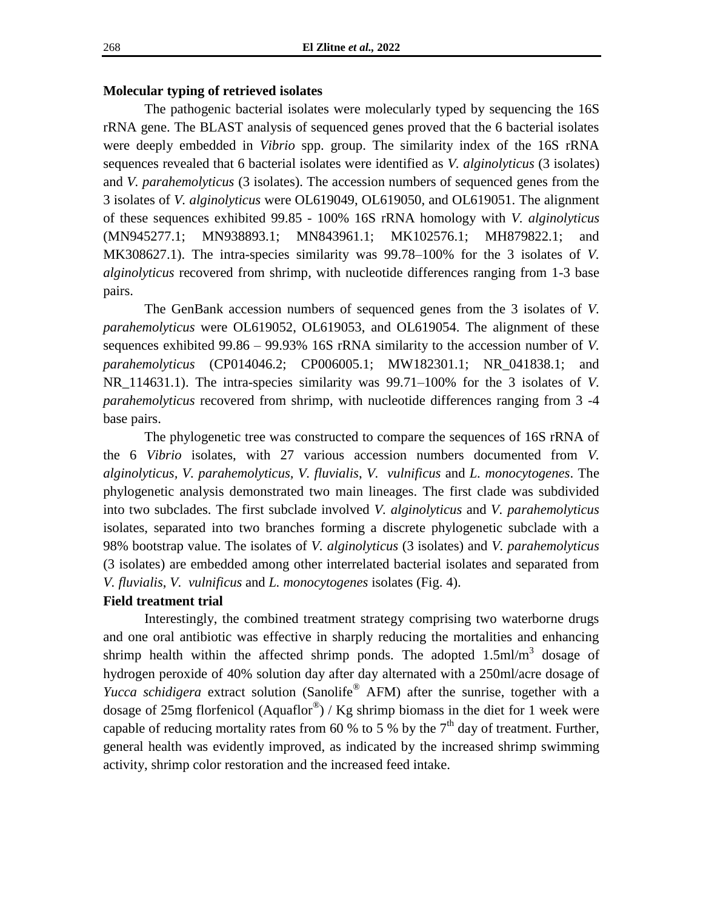**Molecular typing of retrieved isolates**

The pathogenic bacterial isolates were molecularly typed by sequencing the 16S rRNA gene. The BLAST analysis of sequenced genes proved that the 6 bacterial isolates were deeply embedded in *Vibrio* spp. group. The similarity index of the 16S rRNA sequences revealed that 6 bacterial isolates were identified as *V. alginolyticus* (3 isolates) and *V. parahemolyticus* (3 isolates). The accession numbers of sequenced genes from the 3 isolates of *V. alginolyticus* were OL619049, OL619050, and OL619051. The alignment of these sequences exhibited 99.85 - 100% 16S rRNA homology with *V. alginolyticus* (MN945277.1; MN938893.1; MN843961.1; MK102576.1; MH879822.1; and MK308627.1). The intra-species similarity was 99.78–100% for the 3 isolates of *V. alginolyticus* recovered from shrimp, with nucleotide differences ranging from 1-3 base pairs.

The GenBank accession numbers of sequenced genes from the 3 isolates of *V. parahemolyticus* were OL619052, OL619053, and OL619054. The alignment of these sequences exhibited 99.86 – 99.93% 16S rRNA similarity to the accession number of *V. parahemolyticus* (CP014046.2; CP006005.1; MW182301.1; NR_041838.1; and NR_114631.1). The intra-species similarity was 99.71–100% for the 3 isolates of *V. parahemolyticus* recovered from shrimp, with nucleotide differences ranging from 3 -4 base pairs.

The phylogenetic tree was constructed to compare the sequences of 16S rRNA of the 6 *Vibrio* isolates, with 27 various accession numbers documented from *V. alginolyticus*, *V. parahemolyticus*, *V. fluvialis*, *V. vulnificus* and *L. monocytogenes*. The phylogenetic analysis demonstrated two main lineages. The first clade was subdivided into two subclades. The first subclade involved *V. alginolyticus* and *V. parahemolyticus* isolates, separated into two branches forming a discrete phylogenetic subclade with a 98% bootstrap value. The isolates of *V. alginolyticus* (3 isolates) and *V. parahemolyticus* (3 isolates) are embedded among other interrelated bacterial isolates and separated from *V. fluvialis*, *V. vulnificus* and *L. monocytogenes* isolates (Fig. 4).

**Field treatment trial**

Interestingly, the combined treatment strategy comprising two waterborne drugs and one oral antibiotic was effective in sharply reducing the mortalities and enhancing shrimp health within the affected shrimp ponds. The adopted 1.5ml/m$^3$ dosage of hydrogen peroxide of 40% solution day after day alternated with a 250ml/acre dosage of *Yucca schidigera* extract solution (Sanolife® AFM) after the sunrise, together with a dosage of 25mg florfenicol (Aquaflor®) / Kg shrimp biomass in the diet for 1 week were capable of reducing mortality rates from 60 % to 5 % by the 7$^{th}$ day of treatment. Further, general health was evidently improved, as indicated by the increased shrimp swimming activity, shrimp color restoration and the increased feed intake.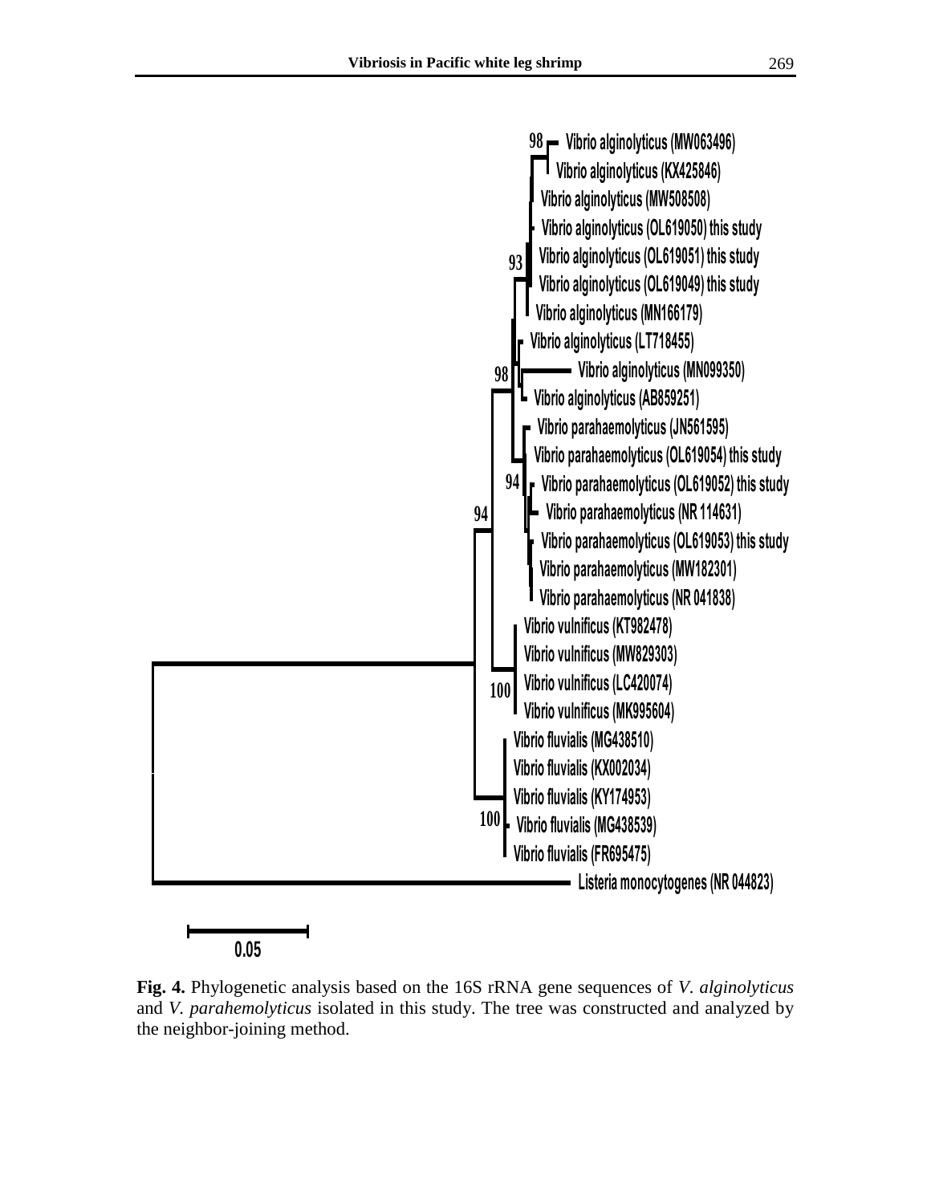**Fig. 4.** Phylogenetic analysis based on the 16S rRNA gene sequences of *V. alginolyticus* and *V. parahemolyticus* isolated in this study. The tree was constructed and analyzed by the neighbor-joining method.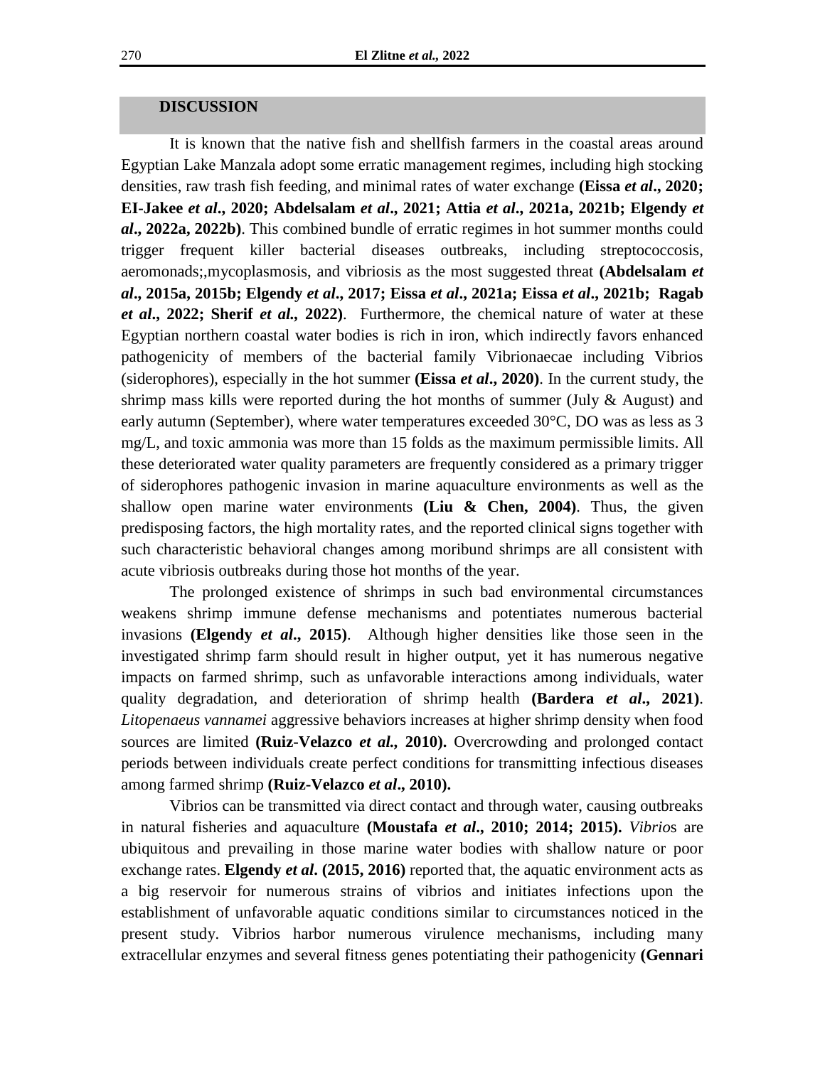## DISCUSSION

It is known that the native fish and shellfish farmers in the coastal areas around Egyptian Lake Manzala adopt some erratic management regimes, including high stocking densities, raw trash fish feeding, and minimal rates of water exchange **(Eissa *et al*., 2020; EI-Jakee *et al*., 2020; Abdelsalam *et al*., 2021; Attia *et al*., 2021a, 2021b; Elgendy *et al*., 2022a, 2022b)**. This combined bundle of erratic regimes in hot summer months could trigger frequent killer bacterial diseases outbreaks, including streptococcosis, aeromonads;,mycoplasmosis, and vibriosis as the most suggested threat **(Abdelsalam *et al*., 2015a, 2015b; Elgendy *et al*., 2017; Eissa *et al*., 2021a; Eissa *et al*., 2021b; Ragab *et al*., 2022; Sherif *et al.,* 2022)**. Furthermore, the chemical nature of water at these Egyptian northern coastal water bodies is rich in iron, which indirectly favors enhanced pathogenicity of members of the bacterial family Vibrionaecae including Vibrios (siderophores), especially in the hot summer **(Eissa *et al*., 2020)**. In the current study, the shrimp mass kills were reported during the hot months of summer (July & August) and early autumn (September), where water temperatures exceeded 30°C, DO was as less as 3 mg/L, and toxic ammonia was more than 15 folds as the maximum permissible limits. All these deteriorated water quality parameters are frequently considered as a primary trigger of siderophores pathogenic invasion in marine aquaculture environments as well as the shallow open marine water environments **(Liu & Chen, 2004)**. Thus, the given predisposing factors, the high mortality rates, and the reported clinical signs together with such characteristic behavioral changes among moribund shrimps are all consistent with acute vibriosis outbreaks during those hot months of the year.

The prolonged existence of shrimps in such bad environmental circumstances weakens shrimp immune defense mechanisms and potentiates numerous bacterial invasions **(Elgendy *et al*., 2015)**. Although higher densities like those seen in the investigated shrimp farm should result in higher output, yet it has numerous negative impacts on farmed shrimp, such as unfavorable interactions among individuals, water quality degradation, and deterioration of shrimp health **(Bardera *et al*., 2021)**. *Litopenaeus vannamei* aggressive behaviors increases at higher shrimp density when food sources are limited **(Ruiz-Velazco *et al.,* 2010).** Overcrowding and prolonged contact periods between individuals create perfect conditions for transmitting infectious diseases among farmed shrimp **(Ruiz-Velazco *et al*., 2010).**

Vibrios can be transmitted via direct contact and through water, causing outbreaks in natural fisheries and aquaculture **(Moustafa *et al*., 2010; 2014; 2015).** *Vibrio*s are ubiquitous and prevailing in those marine water bodies with shallow nature or poor exchange rates. **Elgendy *et al*. (2015, 2016)** reported that, the aquatic environment acts as a big reservoir for numerous strains of vibrios and initiates infections upon the establishment of unfavorable aquatic conditions similar to circumstances noticed in the present study. Vibrios harbor numerous virulence mechanisms, including many extracellular enzymes and several fitness genes potentiating their pathogenicity **(Gennari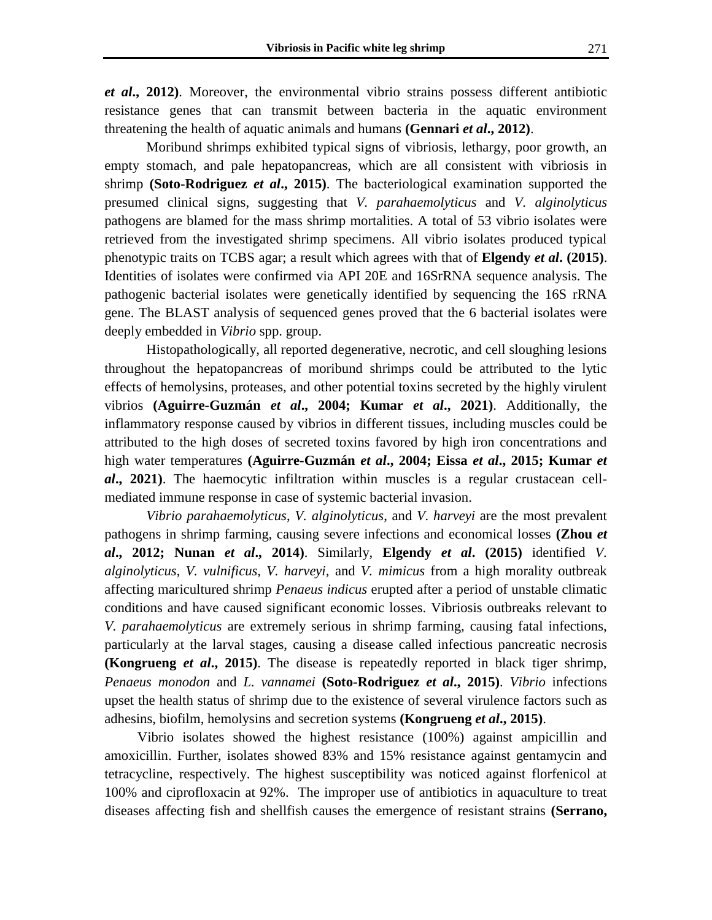***et al*., 2012)**. Moreover, the environmental vibrio strains possess different antibiotic resistance genes that can transmit between bacteria in the aquatic environment threatening the health of aquatic animals and humans **(Gennari *et al*., 2012)**.

Moribund shrimps exhibited typical signs of vibriosis, lethargy, poor growth, an empty stomach, and pale hepatopancreas, which are all consistent with vibriosis in shrimp **(Soto-Rodriguez *et al*., 2015)**. The bacteriological examination supported the presumed clinical signs, suggesting that *V. parahaemolyticus* and *V. alginolyticus* pathogens are blamed for the mass shrimp mortalities. A total of 53 vibrio isolates were retrieved from the investigated shrimp specimens. All vibrio isolates produced typical phenotypic traits on TCBS agar; a result which agrees with that of **Elgendy *et al*. (2015)**. Identities of isolates were confirmed via API 20E and 16SrRNA sequence analysis. The pathogenic bacterial isolates were genetically identified by sequencing the 16S rRNA gene. The BLAST analysis of sequenced genes proved that the 6 bacterial isolates were deeply embedded in *Vibrio* spp. group.

Histopathologically, all reported degenerative, necrotic, and cell sloughing lesions throughout the hepatopancreas of moribund shrimps could be attributed to the lytic effects of hemolysins, proteases, and other potential toxins secreted by the highly virulent vibrios **(Aguirre-Guzmán *et al*., 2004; Kumar *et al*., 2021)**. Additionally, the inflammatory response caused by vibrios in different tissues, including muscles could be attributed to the high doses of secreted toxins favored by high iron concentrations and high water temperatures **(Aguirre-Guzmán *et al*., 2004; Eissa *et al*., 2015; Kumar *et al*., 2021)**. The haemocytic infiltration within muscles is a regular crustacean cell-mediated immune response in case of systemic bacterial invasion.

*Vibrio parahaemolyticus*, *V. alginolyticus*, and *V. harveyi* are the most prevalent pathogens in shrimp farming, causing severe infections and economical losses **(Zhou *et al*., 2012; Nunan *et al*., 2014)**. Similarly, **Elgendy *et al*. (2015)** identified *V. alginolyticus*, *V. vulnificus*, *V. harveyi*, and *V. mimicus* from a high morality outbreak affecting maricultured shrimp *Penaeus indicus* erupted after a period of unstable climatic conditions and have caused significant economic losses. Vibriosis outbreaks relevant to *V. parahaemolyticus* are extremely serious in shrimp farming, causing fatal infections, particularly at the larval stages, causing a disease called infectious pancreatic necrosis **(Kongrueng *et al*., 2015)**. The disease is repeatedly reported in black tiger shrimp, *Penaeus monodon* and *L. vannamei* **(Soto-Rodriguez *et al*., 2015)**. *Vibrio* infections upset the health status of shrimp due to the existence of several virulence factors such as adhesins, biofilm, hemolysins and secretion systems **(Kongrueng *et al*., 2015)**.

Vibrio isolates showed the highest resistance (100%) against ampicillin and amoxicillin. Further, isolates showed 83% and 15% resistance against gentamycin and tetracycline, respectively. The highest susceptibility was noticed against florfenicol at 100% and ciprofloxacin at 92%. The improper use of antibiotics in aquaculture to treat diseases affecting fish and shellfish causes the emergence of resistant strains **(Serrano,**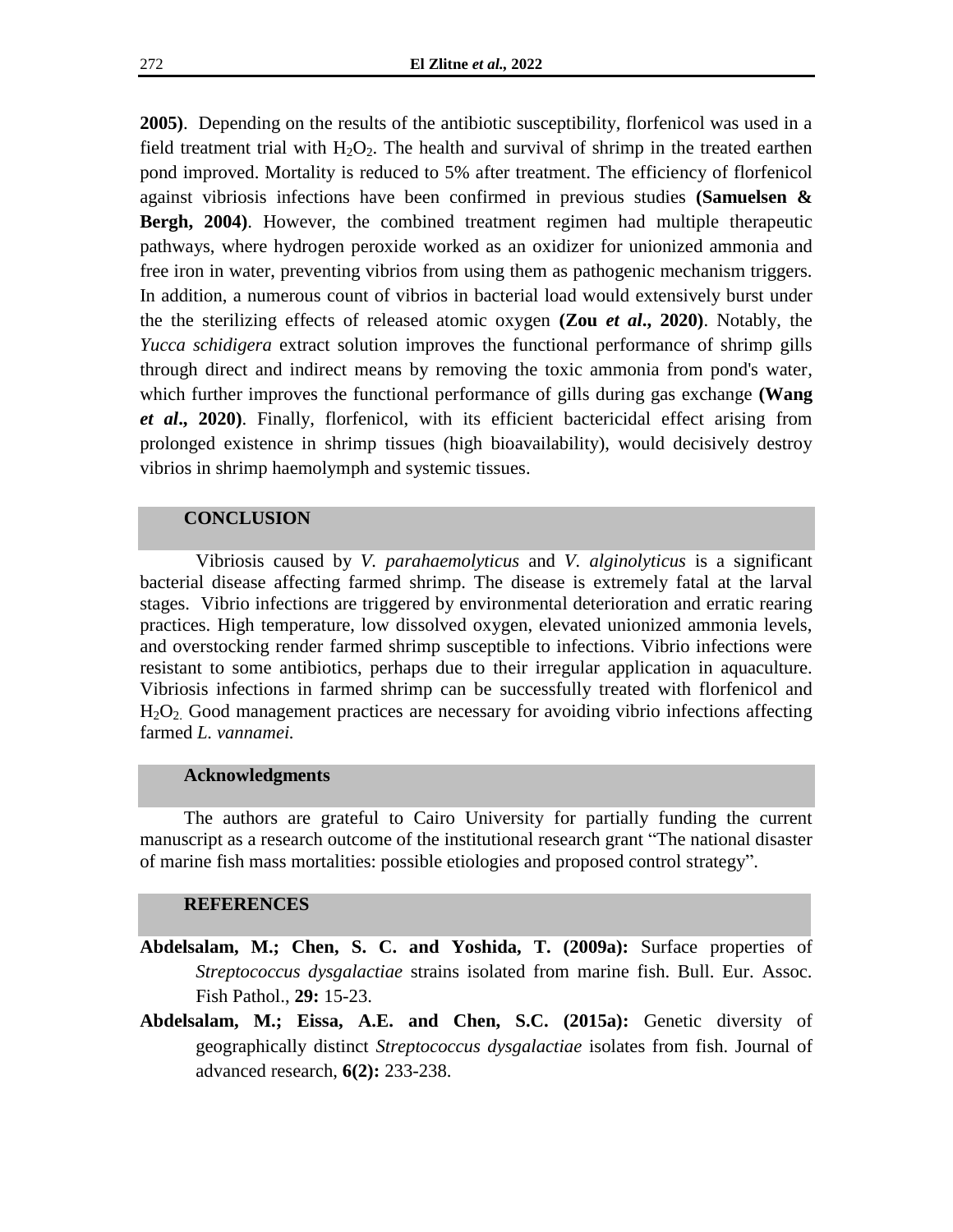**2005)**. Depending on the results of the antibiotic susceptibility, florfenicol was used in a field treatment trial with $H_2O_2$. The health and survival of shrimp in the treated earthen pond improved. Mortality is reduced to 5% after treatment. The efficiency of florfenicol against vibriosis infections have been confirmed in previous studies **(Samuelsen & Bergh, 2004)**. However, the combined treatment regimen had multiple therapeutic pathways, where hydrogen peroxide worked as an oxidizer for unionized ammonia and free iron in water, preventing vibrios from using them as pathogenic mechanism triggers. In addition, a numerous count of vibrios in bacterial load would extensively burst under the the sterilizing effects of released atomic oxygen **(Zou *et al*., 2020)**. Notably, the *Yucca schidigera* extract solution improves the functional performance of shrimp gills through direct and indirect means by removing the toxic ammonia from pond's water, which further improves the functional performance of gills during gas exchange **(Wang *et al*., 2020)**. Finally, florfenicol, with its efficient bactericidal effect arising from prolonged existence in shrimp tissues (high bioavailability), would decisively destroy vibrios in shrimp haemolymph and systemic tissues.

## CONCLUSION

Vibriosis caused by *V. parahaemolyticus* and *V. alginolyticus* is a significant bacterial disease affecting farmed shrimp. The disease is extremely fatal at the larval stages. Vibrio infections are triggered by environmental deterioration and erratic rearing practices. High temperature, low dissolved oxygen, elevated unionized ammonia levels, and overstocking render farmed shrimp susceptible to infections. Vibrio infections were resistant to some antibiotics, perhaps due to their irregular application in aquaculture. Vibriosis infections in farmed shrimp can be successfully treated with florfenicol and $H_2O_2$. Good management practices are necessary for avoiding vibrio infections affecting farmed *L. vannamei.*

## Acknowledgments

The authors are grateful to Cairo University for partially funding the current manuscript as a research outcome of the institutional research grant "The national disaster of marine fish mass mortalities: possible etiologies and proposed control strategy".

## REFERENCES

**Abdelsalam, M.; Chen, S. C. and Yoshida, T. (2009a):** Surface properties of *Streptococcus dysgalactiae* strains isolated from marine fish. Bull. Eur. Assoc. Fish Pathol., **29:** 15-23.

**Abdelsalam, M.; Eissa, A.E. and Chen, S.C. (2015a):** Genetic diversity of geographically distinct *Streptococcus dysgalactiae* isolates from fish. Journal of advanced research, **6(2):** 233-238.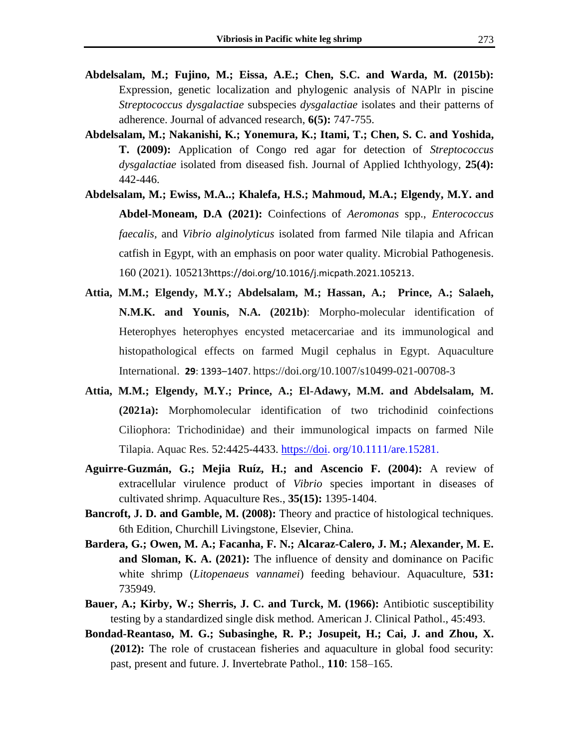**Abdelsalam, M.; Fujino, M.; Eissa, A.E.; Chen, S.C. and Warda, M. (2015b):** Expression, genetic localization and phylogenic analysis of NAPlr in piscine *Streptococcus dysgalactiae* subspecies *dysgalactiae* isolates and their patterns of adherence. Journal of advanced research, **6(5):** 747-755.

**Abdelsalam, M.; Nakanishi, K.; Yonemura, K.; Itami, T.; Chen, S. C. and Yoshida, T. (2009):** Application of Congo red agar for detection of *Streptococcus dysgalactiae* isolated from diseased fish. Journal of Applied Ichthyology, **25(4):** 442-446.

**Abdelsalam, M.; Ewiss, M.A..; Khalefa, H.S.; Mahmoud, M.A.; Elgendy, M.Y. and Abdel-Moneam, D.A (2021):** Coinfections of *Aeromonas* spp., *Enterococcus faecalis*, and *Vibrio alginolyticus* isolated from farmed Nile tilapia and African catfish in Egypt, with an emphasis on poor water quality. Microbial Pathogenesis. 160 (2021). 105213https://doi.org/10.1016/j.micpath.2021.105213.

**Attia, M.M.; Elgendy, M.Y.; Abdelsalam, M.; Hassan, A.; Prince, A.; Salaeh, N.M.K. and Younis, N.A. (2021b)**: Morpho-molecular identification of Heterophyes heterophyes encysted metacercariae and its immunological and histopathological effects on farmed Mugil cephalus in Egypt. Aquaculture International. **29**: 1393–1407. https://doi.org/10.1007/s10499-021-00708-3

**Attia, M.M.; Elgendy, M.Y.; Prince, A.; El-Adawy, M.M. and Abdelsalam, M. (2021a):** Morphomolecular identification of two trichodinid coinfections Ciliophora: Trichodinidae) and their immunological impacts on farmed Nile Tilapia. Aquac Res. 52:4425-4433. https://doi. org/10.1111/are.15281.

**Aguirre-Guzmán, G.; Mejia Ruíz, H.; and Ascencio F. (2004):** A review of extracellular virulence product of *Vibrio* species important in diseases of cultivated shrimp. Aquaculture Res., **35(15):** 1395-1404.

**Bancroft, J. D. and Gamble, M. (2008):** Theory and practice of histological techniques. 6th Edition, Churchill Livingstone, Elsevier, China.

**Bardera, G.; Owen, M. A.; Facanha, F. N.; Alcaraz-Calero, J. M.; Alexander, M. E. and Sloman, K. A. (2021):** The influence of density and dominance on Pacific white shrimp (*Litopenaeus vannamei*) feeding behaviour. Aquaculture, **531:** 735949.

**Bauer, A.; Kirby, W.; Sherris, J. C. and Turck, M. (1966):** Antibiotic susceptibility testing by a standardized single disk method. American J. Clinical Pathol., 45:493.

**Bondad-Reantaso, M. G.; Subasinghe, R. P.; Josupeit, H.; Cai, J. and Zhou, X. (2012):** The role of crustacean fisheries and aquaculture in global food security: past, present and future. J. Invertebrate Pathol., **110**: 158–165.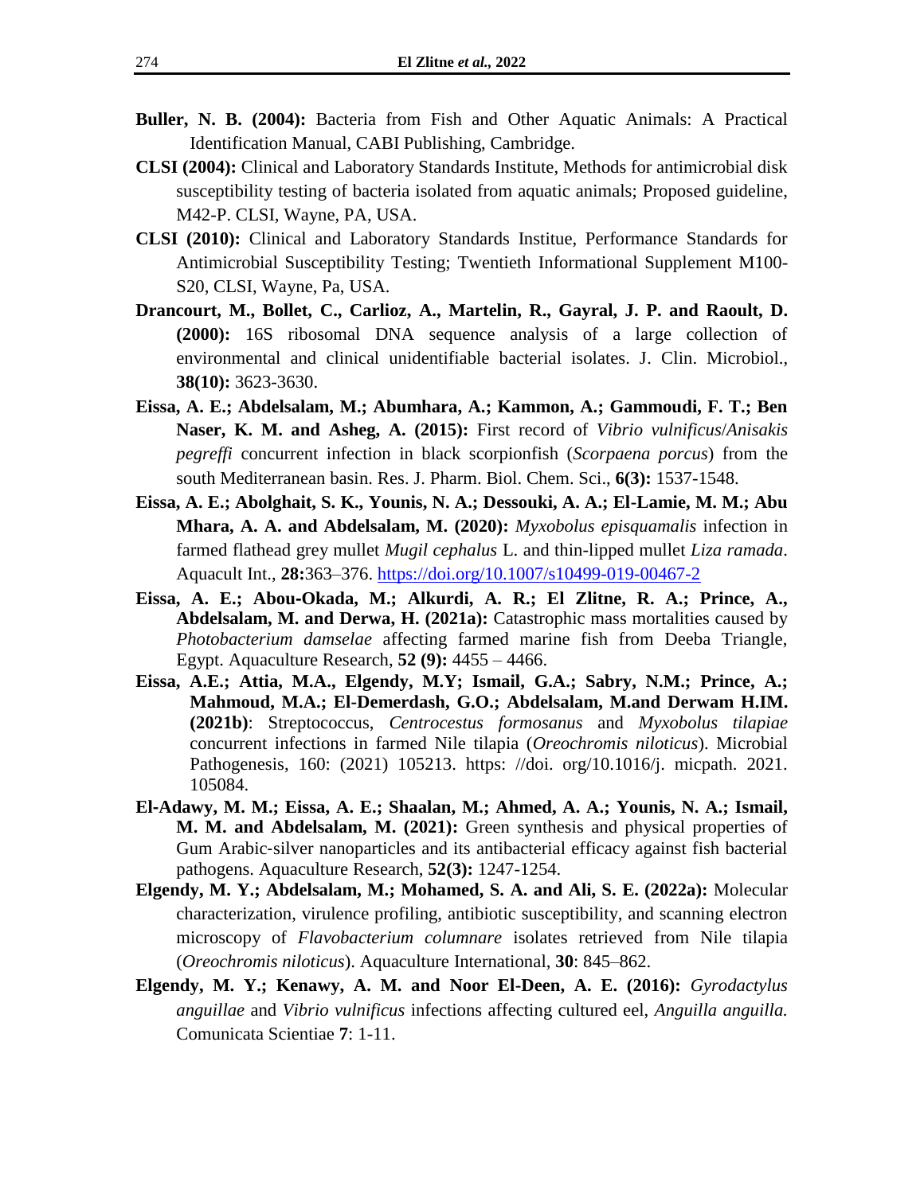**Buller, N. B. (2004):** Bacteria from Fish and Other Aquatic Animals: A Practical Identification Manual, CABI Publishing, Cambridge.

**CLSI (2004):** Clinical and Laboratory Standards Institute, Methods for antimicrobial disk susceptibility testing of bacteria isolated from aquatic animals; Proposed guideline, M42-P. CLSI, Wayne, PA, USA.

**CLSI (2010):** Clinical and Laboratory Standards Institue, Performance Standards for Antimicrobial Susceptibility Testing; Twentieth Informational Supplement M100-S20, CLSI, Wayne, Pa, USA.

**Drancourt, M., Bollet, C., Carlioz, A., Martelin, R., Gayral, J. P. and Raoult, D. (2000):** 16S ribosomal DNA sequence analysis of a large collection of environmental and clinical unidentifiable bacterial isolates. J. Clin. Microbiol., **38(10):** 3623-3630.

**Eissa, A. E.; Abdelsalam, M.; Abumhara, A.; Kammon, A.; Gammoudi, F. T.; Ben Naser, K. M. and Asheg, A. (2015):** First record of *Vibrio vulnificus*/*Anisakis pegreffi* concurrent infection in black scorpionfish (*Scorpaena porcus*) from the south Mediterranean basin. Res. J. Pharm. Biol. Chem. Sci., **6(3):** 1537-1548.

**Eissa, A. E.; Abolghait, S. K., Younis, N. A.; Dessouki, A. A.; El-Lamie, M. M.; Abu Mhara, A. A. and Abdelsalam, M. (2020):** *Myxobolus episquamalis* infection in farmed flathead grey mullet *Mugil cephalus* L. and thin-lipped mullet *Liza ramada*. Aquacult Int., **28:**363–376. https://doi.org/10.1007/s10499-019-00467-2

**Eissa, A. E.; Abou-Okada, M.; Alkurdi, A. R.; El Zlitne, R. A.; Prince, A., Abdelsalam, M. and Derwa, H. (2021a):** Catastrophic mass mortalities caused by *Photobacterium damselae* affecting farmed marine fish from Deeba Triangle, Egypt. Aquaculture Research, **52 (9):** 4455 – 4466.

**Eissa, A.E.; Attia, M.A., Elgendy, M.Y; Ismail, G.A.; Sabry, N.M.; Prince, A.; Mahmoud, M.A.; El-Demerdash, G.O.; Abdelsalam, M.and Derwam H.IM. (2021b)**: Streptococcus, *Centrocestus formosanus* and *Myxobolus tilapiae* concurrent infections in farmed Nile tilapia (*Oreochromis niloticus*). Microbial Pathogenesis, 160: (2021) 105213. https: //doi. org/10.1016/j. micpath. 2021. 105084.

**El-Adawy, M. M.; Eissa, A. E.; Shaalan, M.; Ahmed, A. A.; Younis, N. A.; Ismail, M. M. and Abdelsalam, M. (2021):** Green synthesis and physical properties of Gum Arabic-silver nanoparticles and its antibacterial efficacy against fish bacterial pathogens. Aquaculture Research, **52(3):** 1247-1254.

**Elgendy, M. Y.; Abdelsalam, M.; Mohamed, S. A. and Ali, S. E. (2022a):** Molecular characterization, virulence profiling, antibiotic susceptibility, and scanning electron microscopy of *Flavobacterium columnare* isolates retrieved from Nile tilapia (*Oreochromis niloticus*). Aquaculture International, **30**: 845–862.

**Elgendy, M. Y.; Kenawy, A. M. and Noor El-Deen, A. E. (2016):** *Gyrodactylus anguillae* and *Vibrio vulnificus* infections affecting cultured eel, *Anguilla anguilla.* Comunicata Scientiae **7**: 1-11.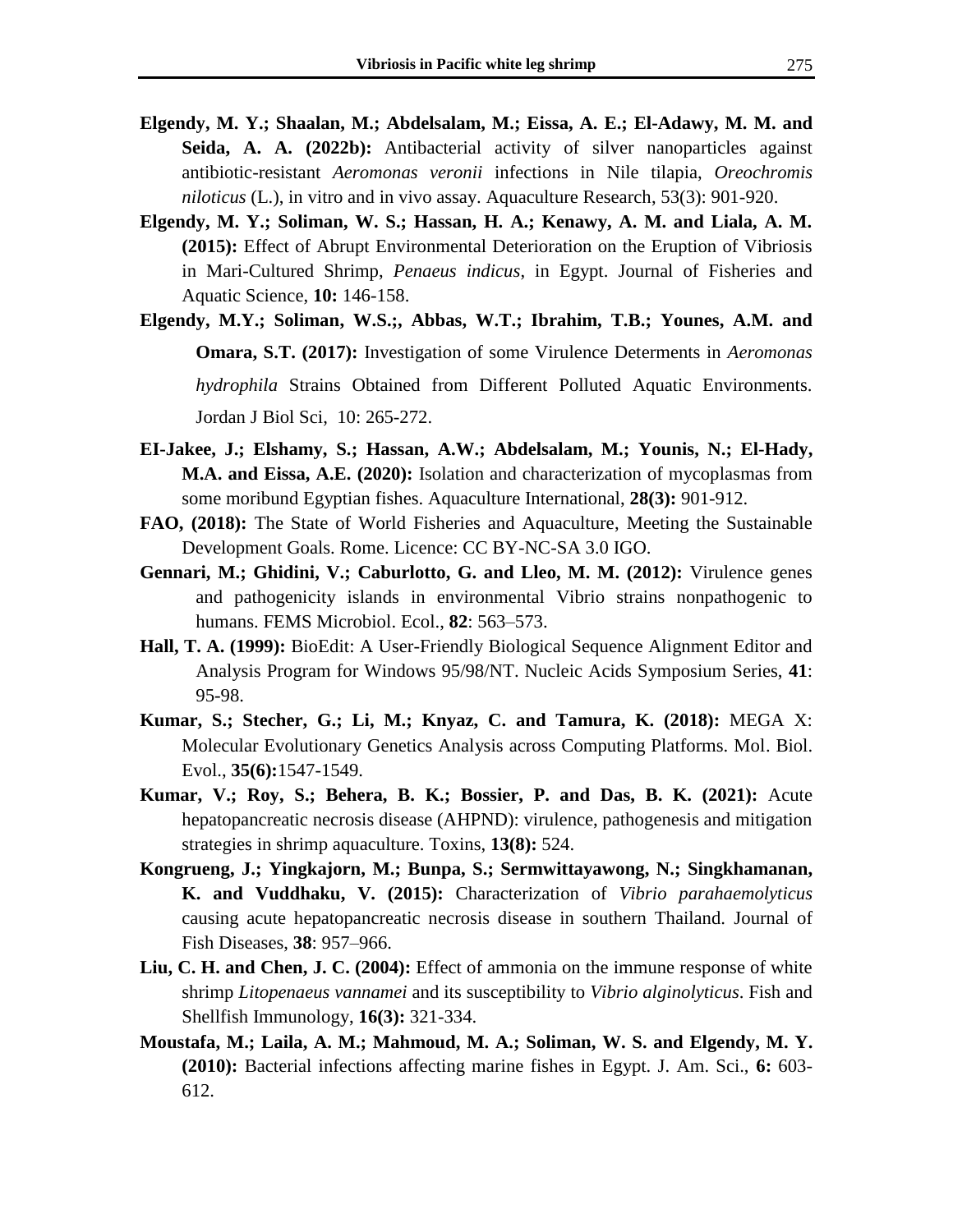**Elgendy, M. Y.; Shaalan, M.; Abdelsalam, M.; Eissa, A. E.; El-Adawy, M. M. and Seida, A. A. (2022b):** Antibacterial activity of silver nanoparticles against antibiotic-resistant *Aeromonas veronii* infections in Nile tilapia, *Oreochromis niloticus* (L.), in vitro and in vivo assay. Aquaculture Research, 53(3): 901-920.

**Elgendy, M. Y.; Soliman, W. S.; Hassan, H. A.; Kenawy, A. M. and Liala, A. M. (2015):** Effect of Abrupt Environmental Deterioration on the Eruption of Vibriosis in Mari-Cultured Shrimp, *Penaeus indicus*, in Egypt. Journal of Fisheries and Aquatic Science, **10:** 146-158.

**Elgendy, M.Y.; Soliman, W.S.;, Abbas, W.T.; Ibrahim, T.B.; Younes, A.M. and Omara, S.T. (2017):** Investigation of some Virulence Determents in *Aeromonas hydrophila* Strains Obtained from Different Polluted Aquatic Environments. Jordan J Biol Sci, 10: 265-272.

**EI-Jakee, J.; Elshamy, S.; Hassan, A.W.; Abdelsalam, M.; Younis, N.; El-Hady, M.A. and Eissa, A.E. (2020):** Isolation and characterization of mycoplasmas from some moribund Egyptian fishes. Aquaculture International, **28(3):** 901-912.

**FAO, (2018):** The State of World Fisheries and Aquaculture, Meeting the Sustainable Development Goals. Rome. Licence: CC BY-NC-SA 3.0 IGO.

**Gennari, M.; Ghidini, V.; Caburlotto, G. and Lleo, M. M. (2012):** Virulence genes and pathogenicity islands in environmental Vibrio strains nonpathogenic to humans. FEMS Microbiol. Ecol., **82**: 563–573.

**Hall, T. A. (1999):** BioEdit: A User-Friendly Biological Sequence Alignment Editor and Analysis Program for Windows 95/98/NT. Nucleic Acids Symposium Series, **41**: 95-98.

**Kumar, S.; Stecher, G.; Li, M.; Knyaz, C. and Tamura, K. (2018):** MEGA X: Molecular Evolutionary Genetics Analysis across Computing Platforms. Mol. Biol. Evol., **35(6):**1547-1549.

**Kumar, V.; Roy, S.; Behera, B. K.; Bossier, P. and Das, B. K. (2021):** Acute hepatopancreatic necrosis disease (AHPND): virulence, pathogenesis and mitigation strategies in shrimp aquaculture. Toxins, **13(8):** 524.

**Kongrueng, J.; Yingkajorn, M.; Bunpa, S.; Sermwittayawong, N.; Singkhamanan, K. and Vuddhaku, V. (2015):** Characterization of *Vibrio parahaemolyticus* causing acute hepatopancreatic necrosis disease in southern Thailand. Journal of Fish Diseases, **38**: 957–966.

**Liu, C. H. and Chen, J. C. (2004):** Effect of ammonia on the immune response of white shrimp *Litopenaeus vannamei* and its susceptibility to *Vibrio alginolyticus*. Fish and Shellfish Immunology, **16(3):** 321-334.

**Moustafa, M.; Laila, A. M.; Mahmoud, M. A.; Soliman, W. S. and Elgendy, M. Y. (2010):** Bacterial infections affecting marine fishes in Egypt. J. Am. Sci., **6:** 603-612.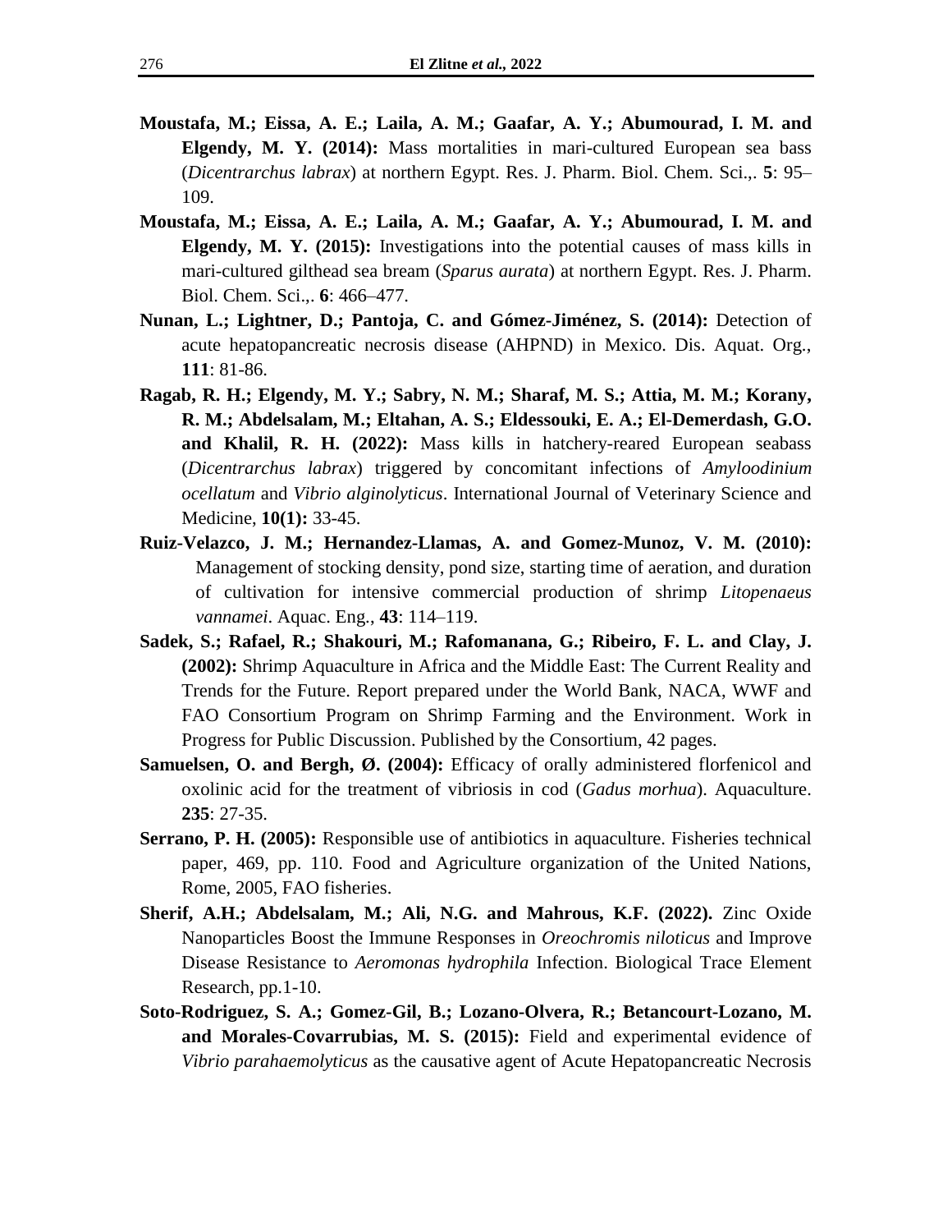**Moustafa, M.; Eissa, A. E.; Laila, A. M.; Gaafar, A. Y.; Abumourad, I. M. and Elgendy, M. Y. (2014):** Mass mortalities in mari-cultured European sea bass (*Dicentrarchus labrax*) at northern Egypt. Res. J. Pharm. Biol. Chem. Sci.,. **5**: 95–109.

**Moustafa, M.; Eissa, A. E.; Laila, A. M.; Gaafar, A. Y.; Abumourad, I. M. and Elgendy, M. Y. (2015):** Investigations into the potential causes of mass kills in mari-cultured gilthead sea bream (*Sparus aurata*) at northern Egypt. Res. J. Pharm. Biol. Chem. Sci.,. **6**: 466–477.

**Nunan, L.; Lightner, D.; Pantoja, C. and Gómez-Jiménez, S. (2014):** Detection of acute hepatopancreatic necrosis disease (AHPND) in Mexico. Dis. Aquat. Org., **111**: 81-86.

**Ragab, R. H.; Elgendy, M. Y.; Sabry, N. M.; Sharaf, M. S.; Attia, M. M.; Korany, R. M.; Abdelsalam, M.; Eltahan, A. S.; Eldessouki, E. A.; El-Demerdash, G.O. and Khalil, R. H. (2022):** Mass kills in hatchery-reared European seabass (*Dicentrarchus labrax*) triggered by concomitant infections of *Amyloodinium ocellatum* and *Vibrio alginolyticus*. International Journal of Veterinary Science and Medicine, **10(1):** 33-45.

**Ruiz-Velazco, J. M.; Hernandez-Llamas, A. and Gomez-Munoz, V. M. (2010):** Management of stocking density, pond size, starting time of aeration, and duration of cultivation for intensive commercial production of shrimp *Litopenaeus vannamei*. Aquac. Eng., **43**: 114–119.

**Sadek, S.; Rafael, R.; Shakouri, M.; Rafomanana, G.; Ribeiro, F. L. and Clay, J. (2002):** Shrimp Aquaculture in Africa and the Middle East: The Current Reality and Trends for the Future. Report prepared under the World Bank, NACA, WWF and FAO Consortium Program on Shrimp Farming and the Environment. Work in Progress for Public Discussion. Published by the Consortium, 42 pages.

**Samuelsen, O. and Bergh, Ø. (2004):** Efficacy of orally administered florfenicol and oxolinic acid for the treatment of vibriosis in cod (*Gadus morhua*). Aquaculture. **235**: 27-35.

**Serrano, P. H. (2005):** Responsible use of antibiotics in aquaculture. Fisheries technical paper, 469, pp. 110. Food and Agriculture organization of the United Nations, Rome, 2005, FAO fisheries.

**Sherif, A.H.; Abdelsalam, M.; Ali, N.G. and Mahrous, K.F. (2022).** Zinc Oxide Nanoparticles Boost the Immune Responses in *Oreochromis niloticus* and Improve Disease Resistance to *Aeromonas hydrophila* Infection. Biological Trace Element Research, pp.1-10.

**Soto-Rodriguez, S. A.; Gomez-Gil, B.; Lozano-Olvera, R.; Betancourt-Lozano, M. and Morales-Covarrubias, M. S. (2015):** Field and experimental evidence of *Vibrio parahaemolyticus* as the causative agent of Acute Hepatopancreatic Necrosis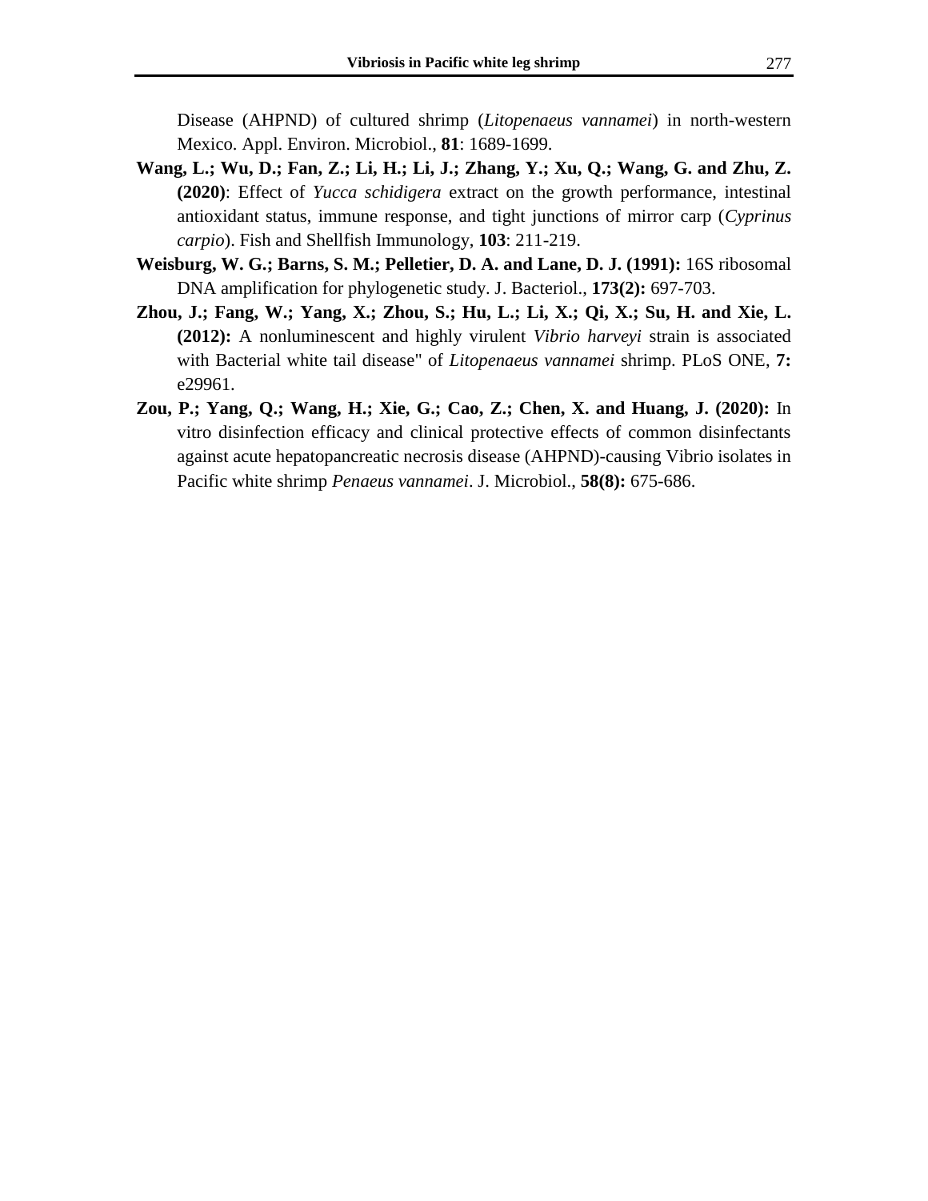Disease (AHPND) of cultured shrimp (*Litopenaeus vannamei*) in north-western Mexico. Appl. Environ. Microbiol., **81**: 1689-1699.

**Wang, L.; Wu, D.; Fan, Z.; Li, H.; Li, J.; Zhang, Y.; Xu, Q.; Wang, G. and Zhu, Z. (2020)**: Effect of *Yucca schidigera* extract on the growth performance, intestinal antioxidant status, immune response, and tight junctions of mirror carp (*Cyprinus carpio*). Fish and Shellfish Immunology, **103**: 211-219.

**Weisburg, W. G.; Barns, S. M.; Pelletier, D. A. and Lane, D. J. (1991):** 16S ribosomal DNA amplification for phylogenetic study. J. Bacteriol., **173(2):** 697-703.

**Zhou, J.; Fang, W.; Yang, X.; Zhou, S.; Hu, L.; Li, X.; Qi, X.; Su, H. and Xie, L. (2012):** A nonluminescent and highly virulent *Vibrio harveyi* strain is associated with Bacterial white tail disease" of *Litopenaeus vannamei* shrimp. PLoS ONE, **7:** e29961.

**Zou, P.; Yang, Q.; Wang, H.; Xie, G.; Cao, Z.; Chen, X. and Huang, J. (2020):** In vitro disinfection efficacy and clinical protective effects of common disinfectants against acute hepatopancreatic necrosis disease (AHPND)-causing Vibrio isolates in Pacific white shrimp *Penaeus vannamei*. J. Microbiol., **58(8):** 675-686.